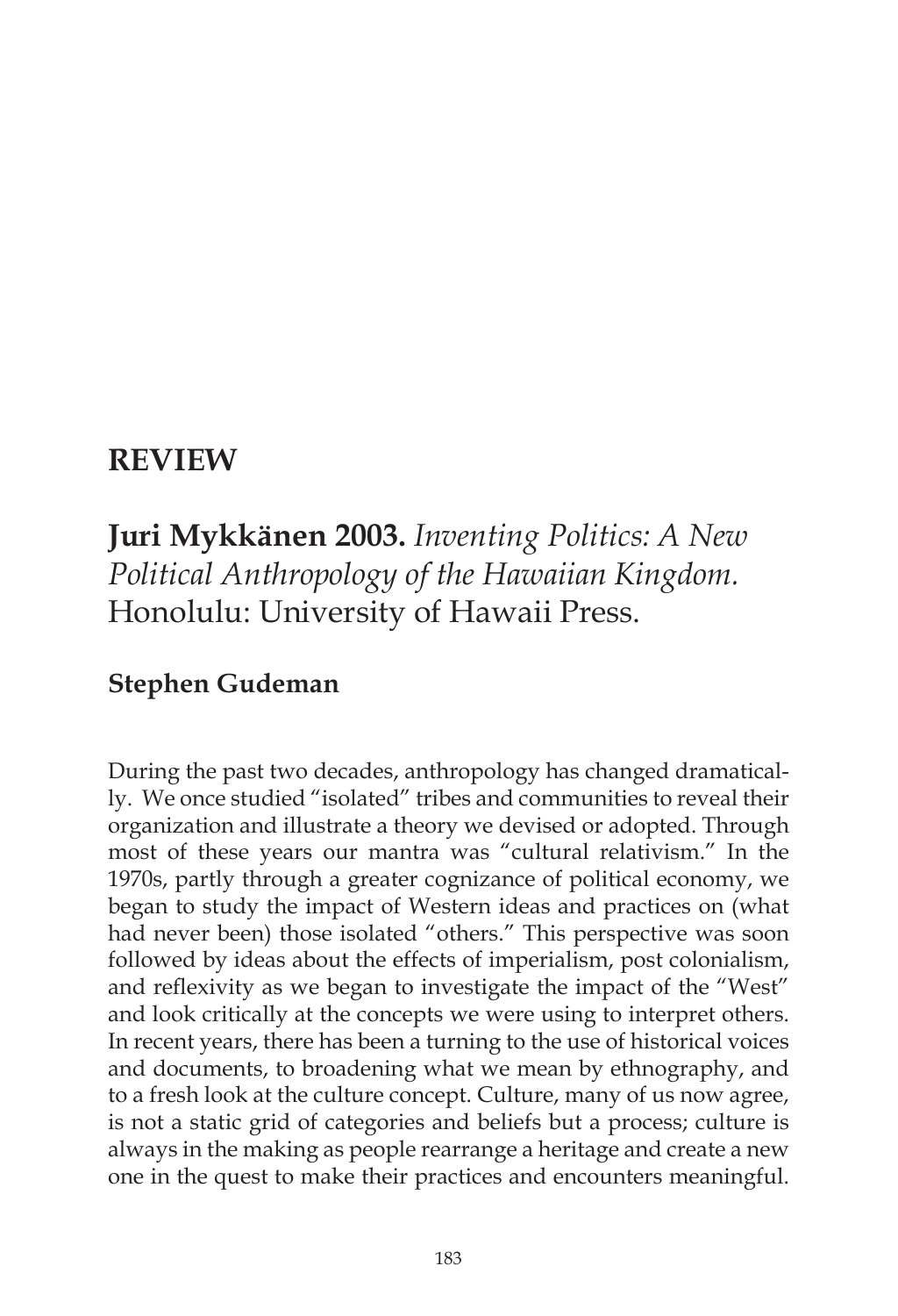# REVIEW

## Juri Mykkänen 2003. *Inventing Politics: A New Political Anthropology of the Hawaiian Kingdom.* Honolulu: University of Hawaii Press.

### Stephen Gudeman

During the past two decades, anthropology has changed dramatically. We once studied "isolated" tribes and communities to reveal their organization and illustrate a theory we devised or adopted. Through most of these years our mantra was "cultural relativism." In the 1970s, partly through a greater cognizance of political economy, we began to study the impact of Western ideas and practices on (what had never been) those isolated "others." This perspective was soon followed by ideas about the effects of imperialism, post colonialism, and reflexivity as we began to investigate the impact of the "West" and look critically at the concepts we were using to interpret others. In recent years, there has been a turning to the use of historical voices and documents, to broadening what we mean by ethnography, and to a fresh look at the culture concept. Culture, many of us now agree, is not a static grid of categories and beliefs but a process; culture is always in the making as people rearrange a heritage and create a new one in the quest to make their practices and encounters meaningful.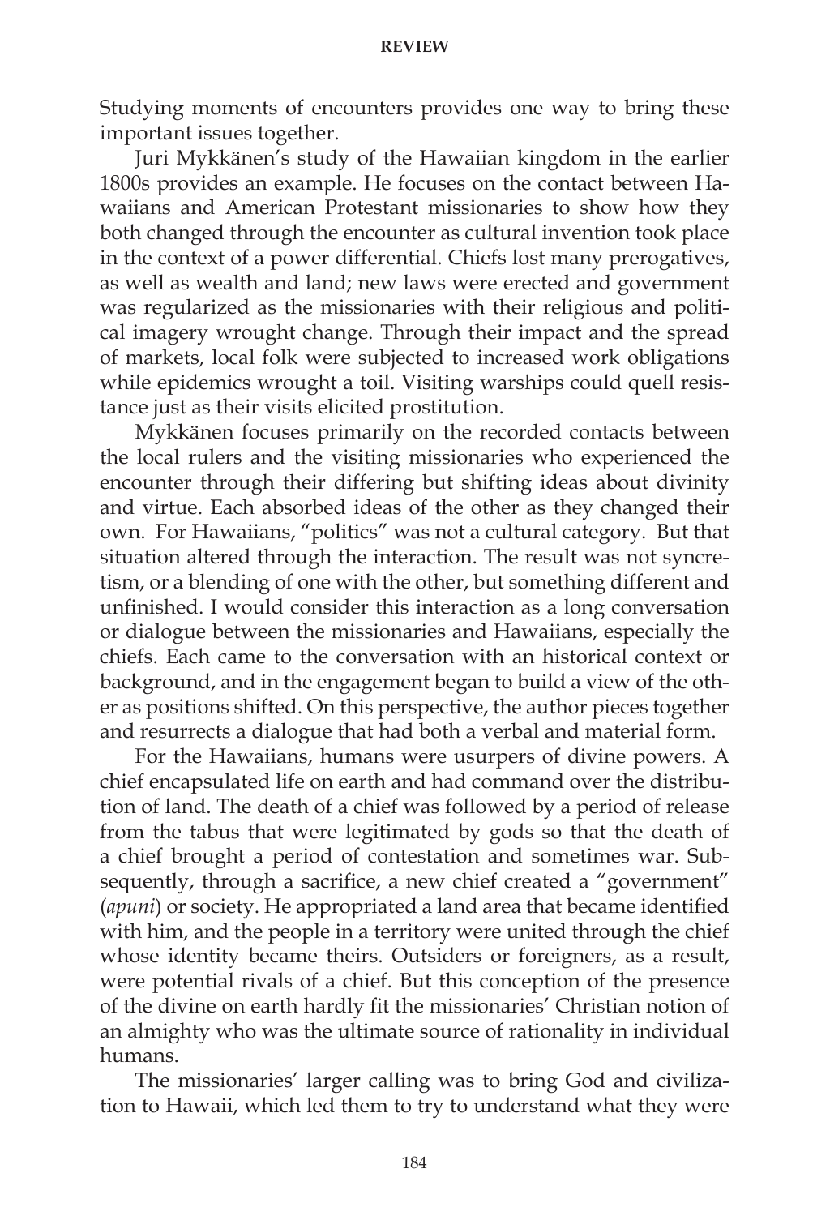Studying moments of encounters provides one way to bring these important issues together.

Juri Mykkänen's study of the Hawaiian kingdom in the earlier 1800s provides an example. He focuses on the contact between Hawaiians and American Protestant missionaries to show how they both changed through the encounter as cultural invention took place in the context of a power differential. Chiefs lost many prerogatives, as well as wealth and land; new laws were erected and government was regularized as the missionaries with their religious and political imagery wrought change. Through their impact and the spread of markets, local folk were subjected to increased work obligations while epidemics wrought a toil. Visiting warships could quell resistance just as their visits elicited prostitution.

Mykkänen focuses primarily on the recorded contacts between the local rulers and the visiting missionaries who experienced the encounter through their differing but shifting ideas about divinity and virtue. Each absorbed ideas of the other as they changed their own. For Hawaiians, "politics" was not a cultural category. But that situation altered through the interaction. The result was not syncretism, or a blending of one with the other, but something different and unfinished. I would consider this interaction as a long conversation or dialogue between the missionaries and Hawaiians, especially the chiefs. Each came to the conversation with an historical context or background, and in the engagement began to build a view of the other as positions shifted. On this perspective, the author pieces together and resurrects a dialogue that had both a verbal and material form.

For the Hawaiians, humans were usurpers of divine powers. A chief encapsulated life on earth and had command over the distribution of land. The death of a chief was followed by a period of release from the tabus that were legitimated by gods so that the death of a chief brought a period of contestation and sometimes war. Subsequently, through a sacrifice, a new chief created a "government" (*apuni*) or society. He appropriated a land area that became identified with him, and the people in a territory were united through the chief whose identity became theirs. Outsiders or foreigners, as a result, were potential rivals of a chief. But this conception of the presence of the divine on earth hardly fit the missionaries' Christian notion of an almighty who was the ultimate source of rationality in individual humans.

The missionaries' larger calling was to bring God and civilization to Hawaii, which led them to try to understand what they were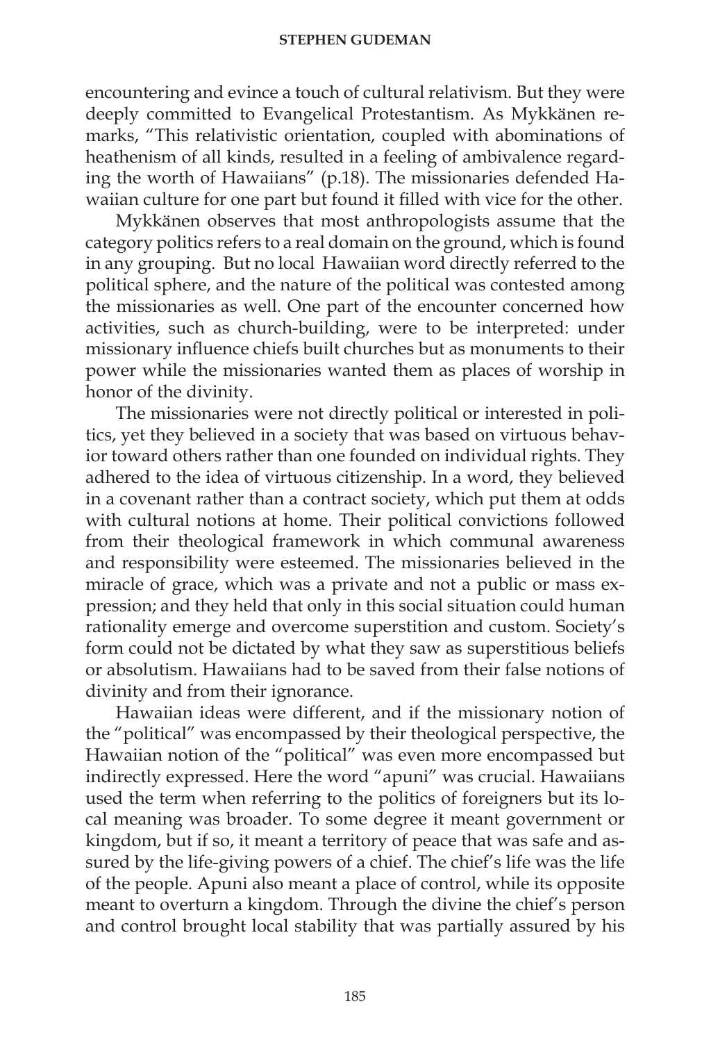encountering and evince a touch of cultural relativism. But they were deeply committed to Evangelical Protestantism. As Mykkänen remarks, "This relativistic orientation, coupled with abominations of heathenism of all kinds, resulted in a feeling of ambivalence regarding the worth of Hawaiians" (p.18). The missionaries defended Hawaiian culture for one part but found it filled with vice for the other.

Mykkänen observes that most anthropologists assume that the category politics refers to a real domain on the ground, which is found in any grouping. But no local Hawaiian word directly referred to the political sphere, and the nature of the political was contested among the missionaries as well. One part of the encounter concerned how activities, such as church-building, were to be interpreted: under missionary influence chiefs built churches but as monuments to their power while the missionaries wanted them as places of worship in honor of the divinity.

The missionaries were not directly political or interested in politics, yet they believed in a society that was based on virtuous behavior toward others rather than one founded on individual rights. They adhered to the idea of virtuous citizenship. In a word, they believed in a covenant rather than a contract society, which put them at odds with cultural notions at home. Their political convictions followed from their theological framework in which communal awareness and responsibility were esteemed. The missionaries believed in the miracle of grace, which was a private and not a public or mass expression; and they held that only in this social situation could human rationality emerge and overcome superstition and custom. Society's form could not be dictated by what they saw as superstitious beliefs or absolutism. Hawaiians had to be saved from their false notions of divinity and from their ignorance.

Hawaiian ideas were different, and if the missionary notion of the "political" was encompassed by their theological perspective, the Hawaiian notion of the "political" was even more encompassed but indirectly expressed. Here the word "apuni" was crucial. Hawaiians used the term when referring to the politics of foreigners but its local meaning was broader. To some degree it meant government or kingdom, but if so, it meant a territory of peace that was safe and assured by the life-giving powers of a chief. The chief's life was the life of the people. Apuni also meant a place of control, while its opposite meant to overturn a kingdom. Through the divine the chief's person and control brought local stability that was partially assured by his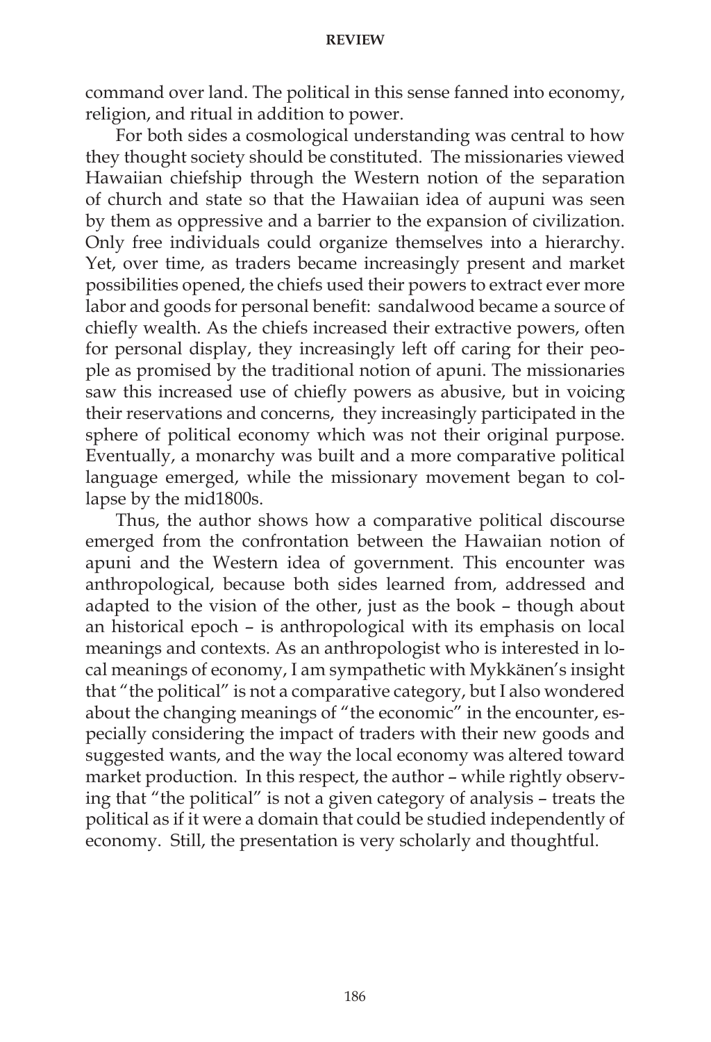command over land. The political in this sense fanned into economy, religion, and ritual in addition to power.

For both sides a cosmological understanding was central to how they thought society should be constituted. The missionaries viewed Hawaiian chiefship through the Western notion of the separation of church and state so that the Hawaiian idea of aupuni was seen by them as oppressive and a barrier to the expansion of civilization. Only free individuals could organize themselves into a hierarchy. Yet, over time, as traders became increasingly present and market possibilities opened, the chiefs used their powers to extract ever more labor and goods for personal benefit: sandalwood became a source of chiefly wealth. As the chiefs increased their extractive powers, often for personal display, they increasingly left off caring for their people as promised by the traditional notion of apuni. The missionaries saw this increased use of chiefly powers as abusive, but in voicing their reservations and concerns, they increasingly participated in the sphere of political economy which was not their original purpose. Eventually, a monarchy was built and a more comparative political language emerged, while the missionary movement began to collapse by the mid1800s.

Thus, the author shows how a comparative political discourse emerged from the confrontation between the Hawaiian notion of apuni and the Western idea of government. This encounter was anthropological, because both sides learned from, addressed and adapted to the vision of the other, just as the book – though about an historical epoch – is anthropological with its emphasis on local meanings and contexts. As an anthropologist who is interested in local meanings of economy, I am sympathetic with Mykkänen's insight that "the political" is not a comparative category, but I also wondered about the changing meanings of "the economic" in the encounter, especially considering the impact of traders with their new goods and suggested wants, and the way the local economy was altered toward market production. In this respect, the author – while rightly observing that "the political" is not a given category of analysis – treats the political as if it were a domain that could be studied independently of economy. Still, the presentation is very scholarly and thoughtful.